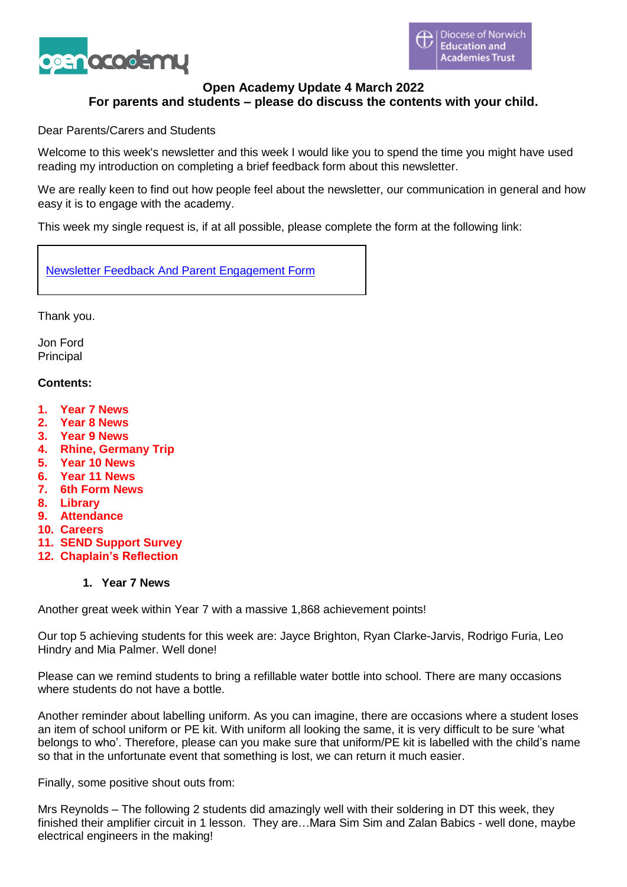**Open Academy Update 4 March 2022**
**For parents and students – please do discuss the contents with your child.**

Dear Parents/Carers and Students

Welcome to this week's newsletter and this week I would like you to spend the time you might have used reading my introduction on completing a brief feedback form about this newsletter.

We are really keen to find out how people feel about the newsletter, our communication in general and how easy it is to engage with the academy.

This week my single request is, if at all possible, please complete the form at the following link:

Newsletter Feedback And Parent Engagement Form

Thank you.

Jon Ford
Principal

**Contents:**

1. **Year 7 News**
2. **Year 8 News**
3. **Year 9 News**
4. **Rhine, Germany Trip**
5. **Year 10 News**
6. **Year 11 News**
7. **6th Form News**
8. **Library**
9. **Attendance**
10. **Careers**
11. **SEND Support Survey**
12. **Chaplain's Reflection**

## 1. Year 7 News

Another great week within Year 7 with a massive 1,868 achievement points!

Our top 5 achieving students for this week are: Jayce Brighton, Ryan Clarke-Jarvis, Rodrigo Furia, Leo Hindry and Mia Palmer. Well done!

Please can we remind students to bring a refillable water bottle into school. There are many occasions where students do not have a bottle.

Another reminder about labelling uniform. As you can imagine, there are occasions where a student loses an item of school uniform or PE kit. With uniform all looking the same, it is very difficult to be sure 'what belongs to who'. Therefore, please can you make sure that uniform/PE kit is labelled with the child's name so that in the unfortunate event that something is lost, we can return it much easier.

Finally, some positive shout outs from:

Mrs Reynolds – The following 2 students did amazingly well with their soldering in DT this week, they finished their amplifier circuit in 1 lesson. They are…Mara Sim Sim and Zalan Babics - well done, maybe electrical engineers in the making!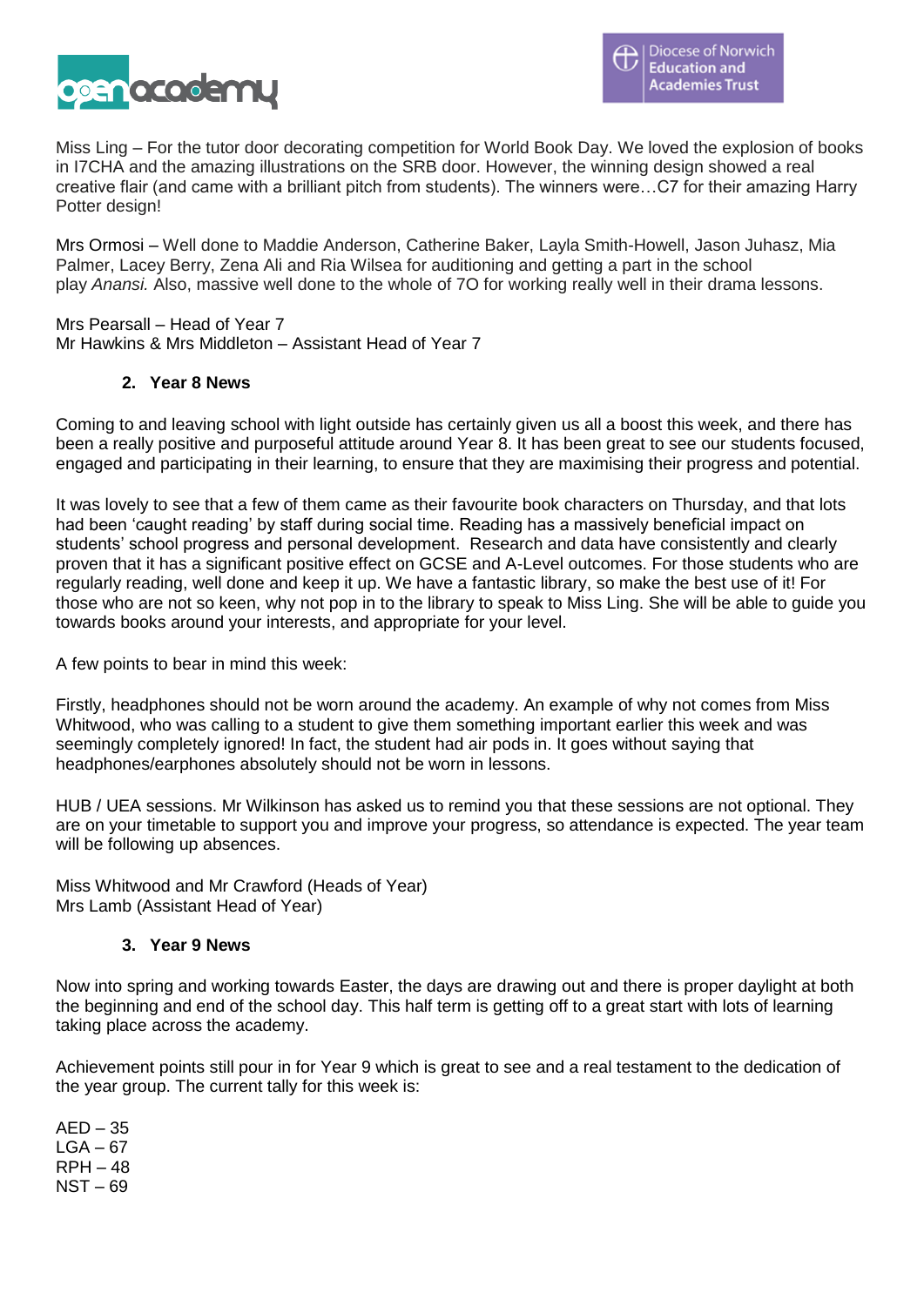Miss Ling – For the tutor door decorating competition for World Book Day. We loved the explosion of books in I7CHA and the amazing illustrations on the SRB door. However, the winning design showed a real creative flair (and came with a brilliant pitch from students). The winners were…C7 for their amazing Harry Potter design!

Mrs Ormosi – Well done to Maddie Anderson, Catherine Baker, Layla Smith-Howell, Jason Juhasz, Mia Palmer, Lacey Berry, Zena Ali and Ria Wilsea for auditioning and getting a part in the school play *Anansi.* Also, massive well done to the whole of 7O for working really well in their drama lessons.

Mrs Pearsall – Head of Year 7
Mr Hawkins & Mrs Middleton – Assistant Head of Year 7

## 2. Year 8 News

Coming to and leaving school with light outside has certainly given us all a boost this week, and there has been a really positive and purposeful attitude around Year 8. It has been great to see our students focused, engaged and participating in their learning, to ensure that they are maximising their progress and potential.

It was lovely to see that a few of them came as their favourite book characters on Thursday, and that lots had been 'caught reading' by staff during social time. Reading has a massively beneficial impact on students' school progress and personal development. Research and data have consistently and clearly proven that it has a significant positive effect on GCSE and A-Level outcomes. For those students who are regularly reading, well done and keep it up. We have a fantastic library, so make the best use of it! For those who are not so keen, why not pop in to the library to speak to Miss Ling. She will be able to guide you towards books around your interests, and appropriate for your level.

A few points to bear in mind this week:

Firstly, headphones should not be worn around the academy. An example of why not comes from Miss Whitwood, who was calling to a student to give them something important earlier this week and was seemingly completely ignored! In fact, the student had air pods in. It goes without saying that headphones/earphones absolutely should not be worn in lessons.

HUB / UEA sessions. Mr Wilkinson has asked us to remind you that these sessions are not optional. They are on your timetable to support you and improve your progress, so attendance is expected. The year team will be following up absences.

Miss Whitwood and Mr Crawford (Heads of Year)
Mrs Lamb (Assistant Head of Year)

## 3. Year 9 News

Now into spring and working towards Easter, the days are drawing out and there is proper daylight at both the beginning and end of the school day. This half term is getting off to a great start with lots of learning taking place across the academy.

Achievement points still pour in for Year 9 which is great to see and a real testament to the dedication of the year group. The current tally for this week is:

AED – 35
LGA – 67
RPH – 48
NST – 69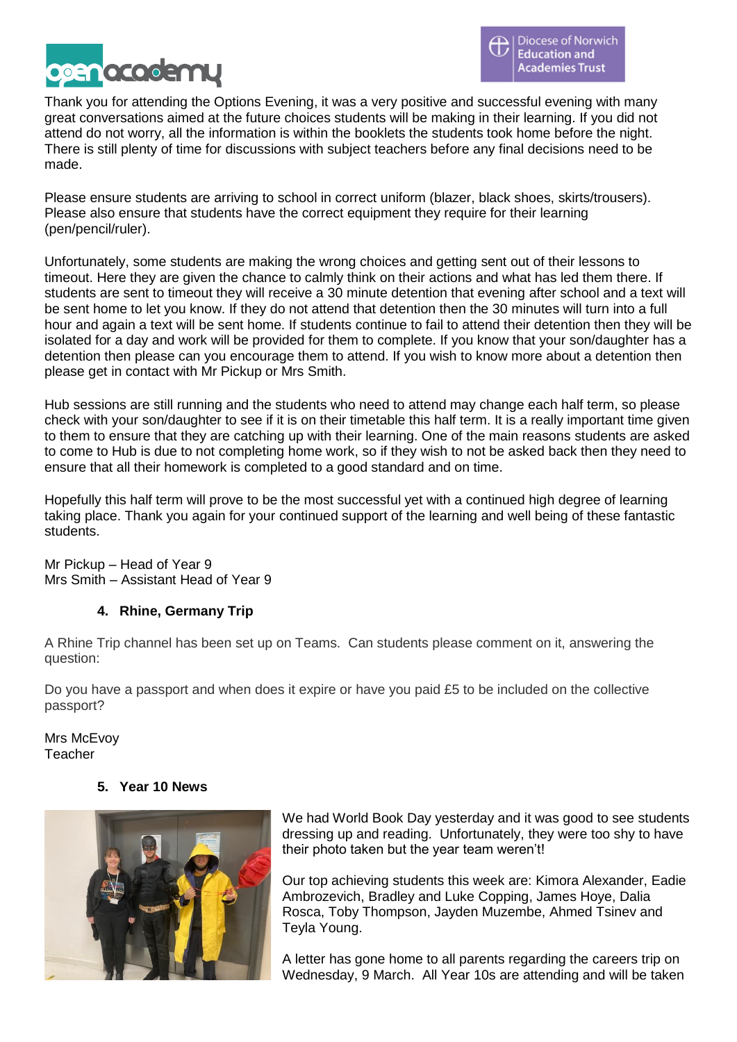Thank you for attending the Options Evening, it was a very positive and successful evening with many great conversations aimed at the future choices students will be making in their learning. If you did not attend do not worry, all the information is within the booklets the students took home before the night. There is still plenty of time for discussions with subject teachers before any final decisions need to be made.

Please ensure students are arriving to school in correct uniform (blazer, black shoes, skirts/trousers). Please also ensure that students have the correct equipment they require for their learning (pen/pencil/ruler).

Unfortunately, some students are making the wrong choices and getting sent out of their lessons to timeout. Here they are given the chance to calmly think on their actions and what has led them there. If students are sent to timeout they will receive a 30 minute detention that evening after school and a text will be sent home to let you know. If they do not attend that detention then the 30 minutes will turn into a full hour and again a text will be sent home. If students continue to fail to attend their detention then they will be isolated for a day and work will be provided for them to complete. If you know that your son/daughter has a detention then please can you encourage them to attend. If you wish to know more about a detention then please get in contact with Mr Pickup or Mrs Smith.

Hub sessions are still running and the students who need to attend may change each half term, so please check with your son/daughter to see if it is on their timetable this half term. It is a really important time given to them to ensure that they are catching up with their learning. One of the main reasons students are asked to come to Hub is due to not completing home work, so if they wish to not be asked back then they need to ensure that all their homework is completed to a good standard and on time.

Hopefully this half term will prove to be the most successful yet with a continued high degree of learning taking place. Thank you again for your continued support of the learning and well being of these fantastic students.

Mr Pickup – Head of Year 9
Mrs Smith – Assistant Head of Year 9

## 4. Rhine, Germany Trip

A Rhine Trip channel has been set up on Teams. Can students please comment on it, answering the question:

Do you have a passport and when does it expire or have you paid £5 to be included on the collective passport?

Mrs McEvoy
Teacher

## 5. Year 10 News

We had World Book Day yesterday and it was good to see students dressing up and reading. Unfortunately, they were too shy to have their photo taken but the year team weren't!

Our top achieving students this week are: Kimora Alexander, Eadie Ambrozevich, Bradley and Luke Copping, James Hoye, Dalia Rosca, Toby Thompson, Jayden Muzembe, Ahmed Tsinev and Teyla Young.

A letter has gone home to all parents regarding the careers trip on Wednesday, 9 March. All Year 10s are attending and will be taken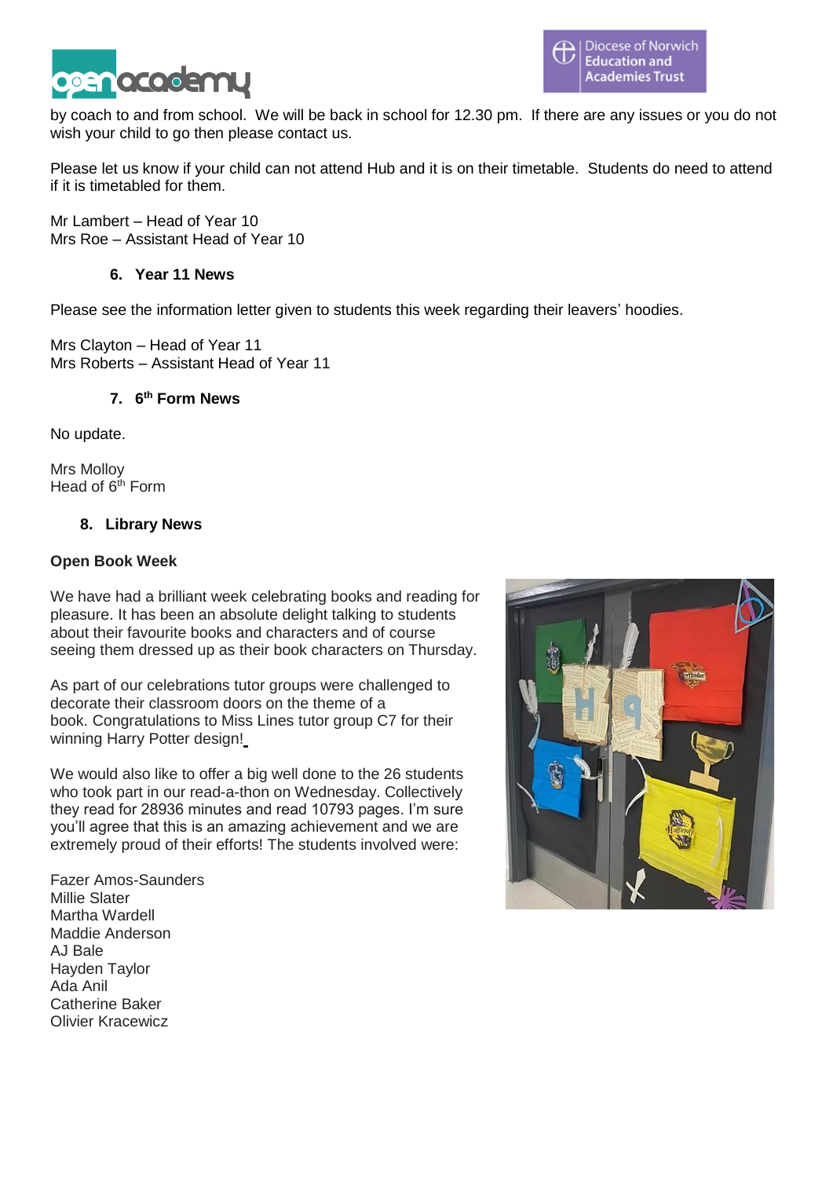by coach to and from school. We will be back in school for 12.30 pm. If there are any issues or you do not wish your child to go then please contact us.

Please let us know if your child can not attend Hub and it is on their timetable. Students do need to attend if it is timetabled for them.

Mr Lambert – Head of Year 10
Mrs Roe – Assistant Head of Year 10

## 6. Year 11 News

Please see the information letter given to students this week regarding their leavers' hoodies.

Mrs Clayton – Head of Year 11
Mrs Roberts – Assistant Head of Year 11

## 7. 6th Form News

No update.

Mrs Molloy
Head of 6th Form

## 8. Library News

**Open Book Week**

We have had a brilliant week celebrating books and reading for pleasure. It has been an absolute delight talking to students about their favourite books and characters and of course seeing them dressed up as their book characters on Thursday.

As part of our celebrations tutor groups were challenged to decorate their classroom doors on the theme of a book. Congratulations to Miss Lines tutor group C7 for their winning Harry Potter design!

We would also like to offer a big well done to the 26 students who took part in our read-a-thon on Wednesday. Collectively they read for 28936 minutes and read 10793 pages. I'm sure you'll agree that this is an amazing achievement and we are extremely proud of their efforts! The students involved were:

Fazer Amos-Saunders
Millie Slater
Martha Wardell
Maddie Anderson
AJ Bale
Hayden Taylor
Ada Anil
Catherine Baker
Olivier Kracewicz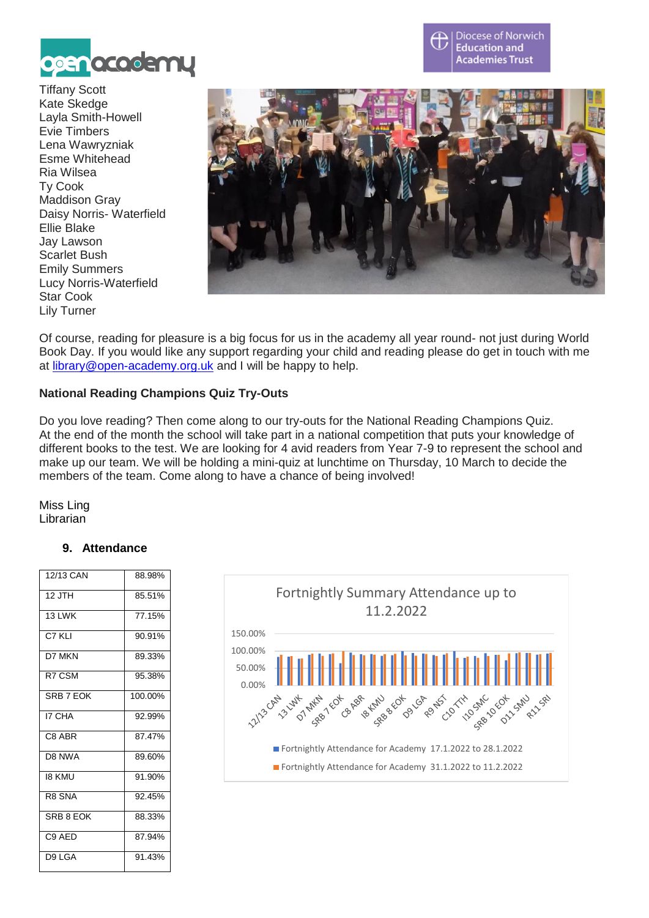Tiffany Scott
Kate Skedge
Layla Smith-Howell
Evie Timbers
Lena Wawryzniak
Esme Whitehead
Ria Wilsea
Ty Cook
Maddison Gray
Daisy Norris- Waterfield
Ellie Blake
Jay Lawson
Scarlet Bush
Emily Summers
Lucy Norris-Waterfield
Star Cook
Lily Turner

Of course, reading for pleasure is a big focus for us in the academy all year round- not just during World Book Day. If you would like any support regarding your child and reading please do get in touch with me at library@open-academy.org.uk and I will be happy to help.

**National Reading Champions Quiz Try-Outs**

Do you love reading? Then come along to our try-outs for the National Reading Champions Quiz. At the end of the month the school will take part in a national competition that puts your knowledge of different books to the test. We are looking for 4 avid readers from Year 7-9 to represent the school and make up our team. We will be holding a mini-quiz at lunchtime on Thursday, 10 March to decide the members of the team. Come along to have a chance of being involved!

Miss Ling
Librarian

## 9. Attendance

| 12/13 CAN | 88.98% |
|---|---|
| 12 JTH | 85.51% |
| 13 LWK | 77.15% |
| C7 KLI | 90.91% |
| D7 MKN | 89.33% |
| R7 CSM | 95.38% |
| SRB 7 EOK | 100.00% |
| I7 CHA | 92.99% |
| C8 ABR | 87.47% |
| D8 NWA | 89.60% |
| I8 KMU | 91.90% |
| R8 SNA | 92.45% |
| SRB 8 EOK | 88.33% |
| C9 AED | 87.94% |
| D9 LGA | 91.43% |

Fortnightly Summary Attendance up to 11.2.2022

Fortnightly Attendance for Academy 17.1.2022 to 28.1.2022
Fortnightly Attendance for Academy 31.1.2022 to 11.2.2022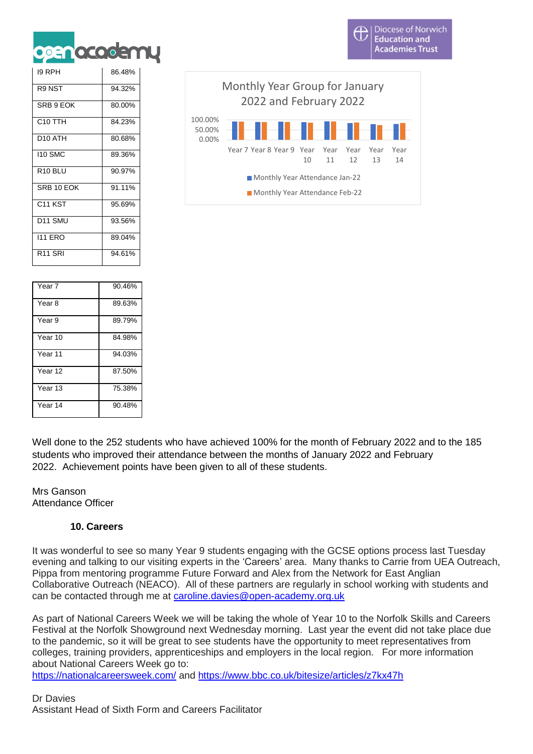| | |
|---|---|
| I9 RPH | 86.48% |
| R9 NST | 94.32% |
| SRB 9 EOK | 80.00% |
| C10 TTH | 84.23% |
| D10 ATH | 80.68% |
| I10 SMC | 89.36% |
| R10 BLU | 90.97% |
| SRB 10 EOK | 91.11% |
| C11 KST | 95.69% |
| D11 SMU | 93.56% |
| I11 ERO | 89.04% |
| R11 SRI | 94.61% |

| | |
|---|---|
| Year 7 | 90.46% |
| Year 8 | 89.63% |
| Year 9 | 89.79% |
| Year 10 | 84.98% |
| Year 11 | 94.03% |
| Year 12 | 87.50% |
| Year 13 | 75.38% |
| Year 14 | 90.48% |

Monthly Year Group for January 2022 and February 2022

Well done to the 252 students who have achieved 100% for the month of February 2022 and to the 185 students who improved their attendance between the months of January 2022 and February 2022. Achievement points have been given to all of these students.

Mrs Ganson
Attendance Officer

## 10. Careers

It was wonderful to see so many Year 9 students engaging with the GCSE options process last Tuesday evening and talking to our visiting experts in the 'Careers' area. Many thanks to Carrie from UEA Outreach, Pippa from mentoring programme Future Forward and Alex from the Network for East Anglian Collaborative Outreach (NEACO). All of these partners are regularly in school working with students and can be contacted through me at caroline.davies@open-academy.org.uk

As part of National Careers Week we will be taking the whole of Year 10 to the Norfolk Skills and Careers Festival at the Norfolk Showground next Wednesday morning. Last year the event did not take place due to the pandemic, so it will be great to see students have the opportunity to meet representatives from colleges, training providers, apprenticeships and employers in the local region. For more information about National Careers Week go to:
https://nationalcareersweek.com/ and https://www.bbc.co.uk/bitesize/articles/z7kx47h

Dr Davies
Assistant Head of Sixth Form and Careers Facilitator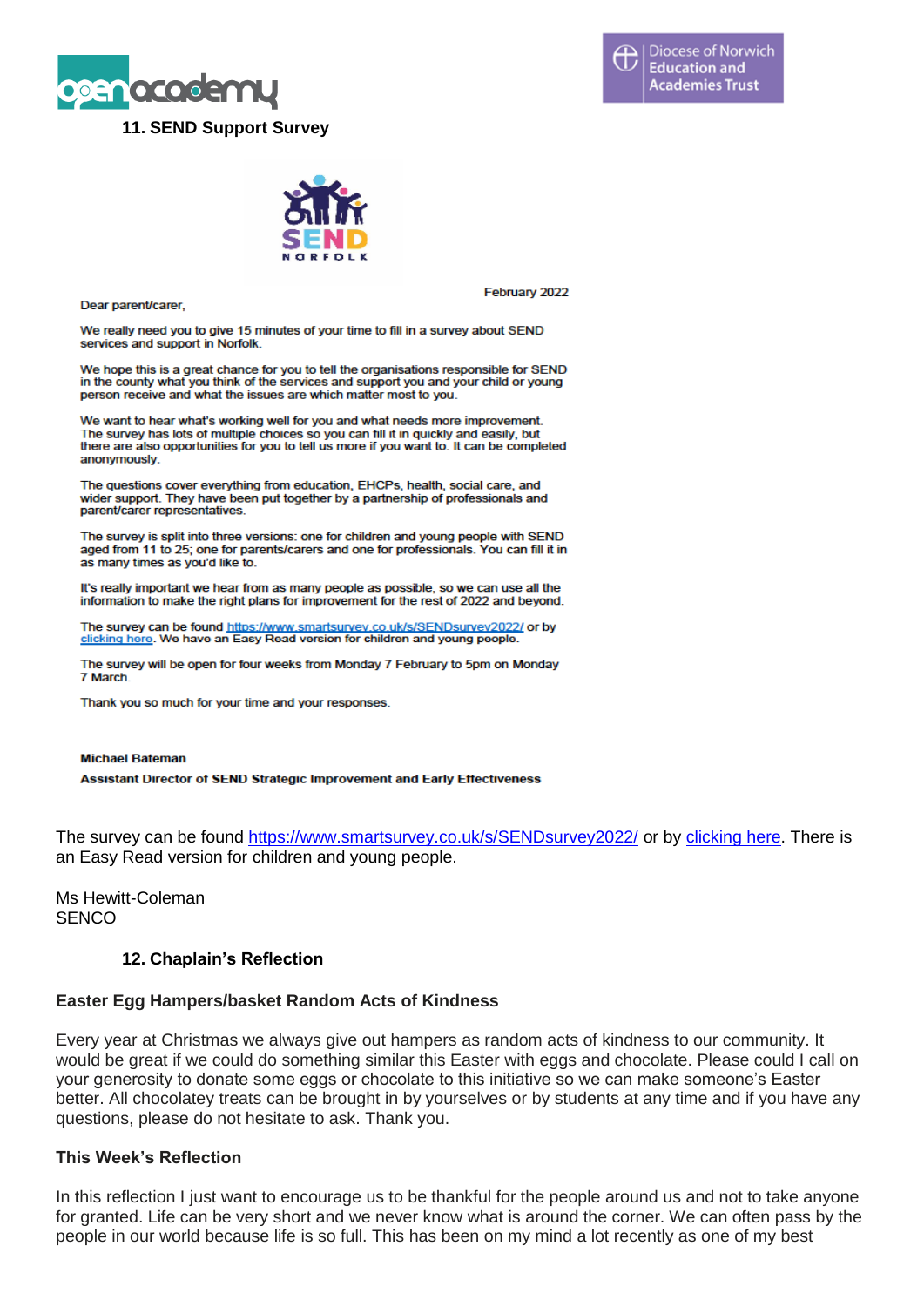## 11. SEND Support Survey

February 2022

Dear parent/carer,

We really need you to give 15 minutes of your time to fill in a survey about SEND services and support in Norfolk.

We hope this is a great chance for you to tell the organisations responsible for SEND in the county what you think of the services and support you and your child or young person receive and what the issues are which matter most to you.

We want to hear what's working well for you and what needs more improvement. The survey has lots of multiple choices so you can fill it in quickly and easily, but there are also opportunities for you to tell us more if you want to. It can be completed anonymously.

The questions cover everything from education, EHCPs, health, social care, and wider support. They have been put together by a partnership of professionals and parent/carer representatives.

The survey is split into three versions: one for children and young people with SEND aged from 11 to 25; one for parents/carers and one for professionals. You can fill it in as many times as you'd like to.

It's really important we hear from as many people as possible, so we can use all the information to make the right plans for improvement for the rest of 2022 and beyond.

The survey can be found https://www.smartsurvey.co.uk/s/SENDsurvey2022/ or by clicking here. We have an Easy Read version for children and young people.

The survey will be open for four weeks from Monday 7 February to 5pm on Monday 7 March.

Thank you so much for your time and your responses.

**Michael Bateman**

**Assistant Director of SEND Strategic Improvement and Early Effectiveness**

The survey can be found https://www.smartsurvey.co.uk/s/SENDsurvey2022/ or by clicking here. There is an Easy Read version for children and young people.

Ms Hewitt-Coleman
SENCO

## 12. Chaplain's Reflection

### Easter Egg Hampers/basket Random Acts of Kindness

Every year at Christmas we always give out hampers as random acts of kindness to our community. It would be great if we could do something similar this Easter with eggs and chocolate. Please could I call on your generosity to donate some eggs or chocolate to this initiative so we can make someone's Easter better. All chocolatey treats can be brought in by yourselves or by students at any time and if you have any questions, please do not hesitate to ask. Thank you.

### This Week's Reflection

In this reflection I just want to encourage us to be thankful for the people around us and not to take anyone for granted. Life can be very short and we never know what is around the corner. We can often pass by the people in our world because life is so full. This has been on my mind a lot recently as one of my best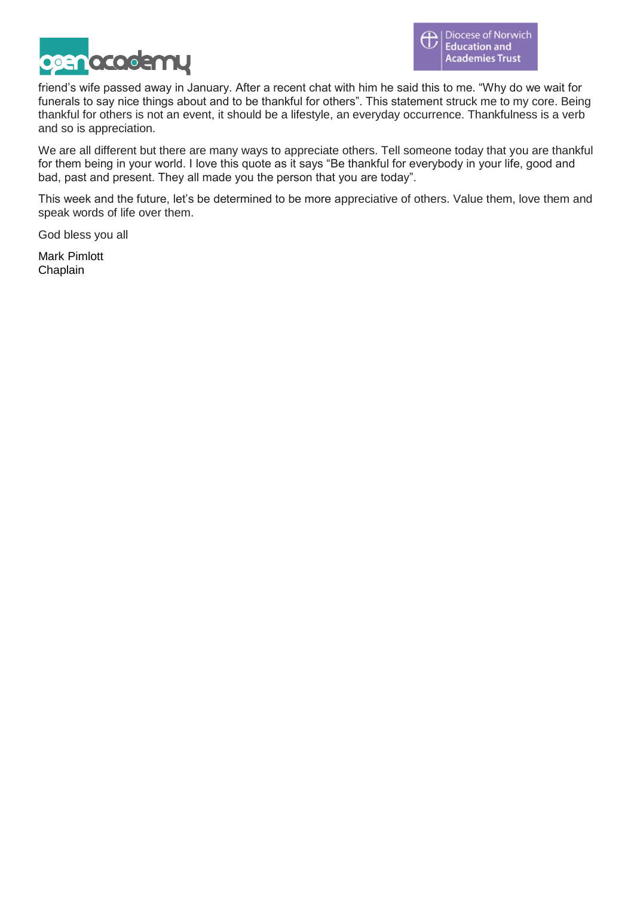friend's wife passed away in January. After a recent chat with him he said this to me. "Why do we wait for funerals to say nice things about and to be thankful for others". This statement struck me to my core. Being thankful for others is not an event, it should be a lifestyle, an everyday occurrence. Thankfulness is a verb and so is appreciation.

We are all different but there are many ways to appreciate others. Tell someone today that you are thankful for them being in your world. I love this quote as it says "Be thankful for everybody in your life, good and bad, past and present. They all made you the person that you are today".

This week and the future, let's be determined to be more appreciative of others. Value them, love them and speak words of life over them.

God bless you all

Mark Pimlott
Chaplain